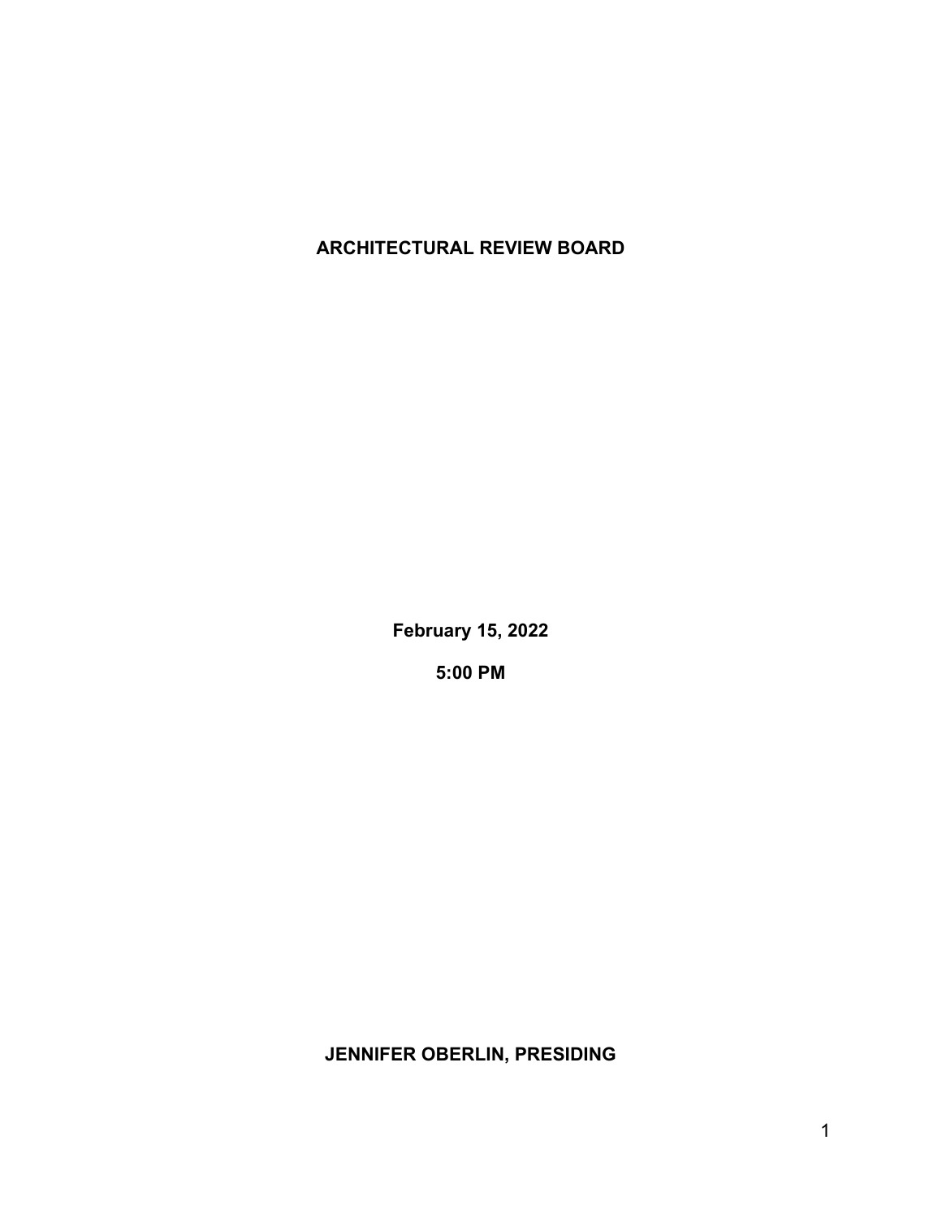# ARCHITECTURAL REVIEW BOARD

**February 15, 2022**

**5:00 PM**

**JENNIFER OBERLIN, PRESIDING**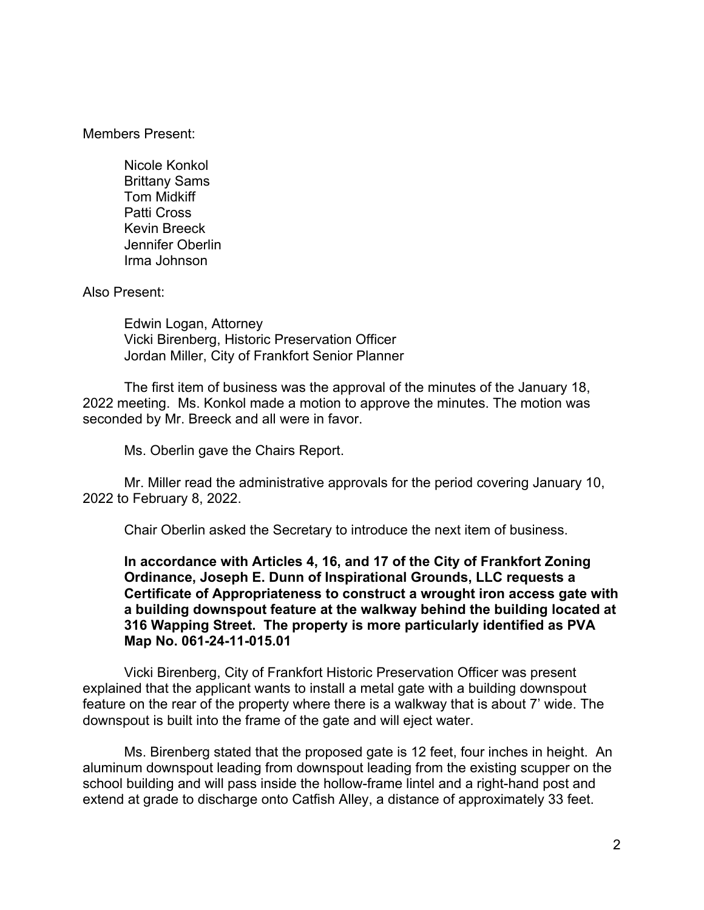Members Present:

Nicole Konkol
Brittany Sams
Tom Midkiff
Patti Cross
Kevin Breeck
Jennifer Oberlin
Irma Johnson

Also Present:

Edwin Logan, Attorney
Vicki Birenberg, Historic Preservation Officer
Jordan Miller, City of Frankfort Senior Planner

The first item of business was the approval of the minutes of the January 18, 2022 meeting. Ms. Konkol made a motion to approve the minutes. The motion was seconded by Mr. Breeck and all were in favor.

Ms. Oberlin gave the Chairs Report.

Mr. Miller read the administrative approvals for the period covering January 10, 2022 to February 8, 2022.

Chair Oberlin asked the Secretary to introduce the next item of business.

**In accordance with Articles 4, 16, and 17 of the City of Frankfort Zoning Ordinance, Joseph E. Dunn of Inspirational Grounds, LLC requests a Certificate of Appropriateness to construct a wrought iron access gate with a building downspout feature at the walkway behind the building located at 316 Wapping Street. The property is more particularly identified as PVA Map No. 061-24-11-015.01**

Vicki Birenberg, City of Frankfort Historic Preservation Officer was present explained that the applicant wants to install a metal gate with a building downspout feature on the rear of the property where there is a walkway that is about 7' wide. The downspout is built into the frame of the gate and will eject water.

Ms. Birenberg stated that the proposed gate is 12 feet, four inches in height. An aluminum downspout leading from downspout leading from the existing scupper on the school building and will pass inside the hollow-frame lintel and a right-hand post and extend at grade to discharge onto Catfish Alley, a distance of approximately 33 feet.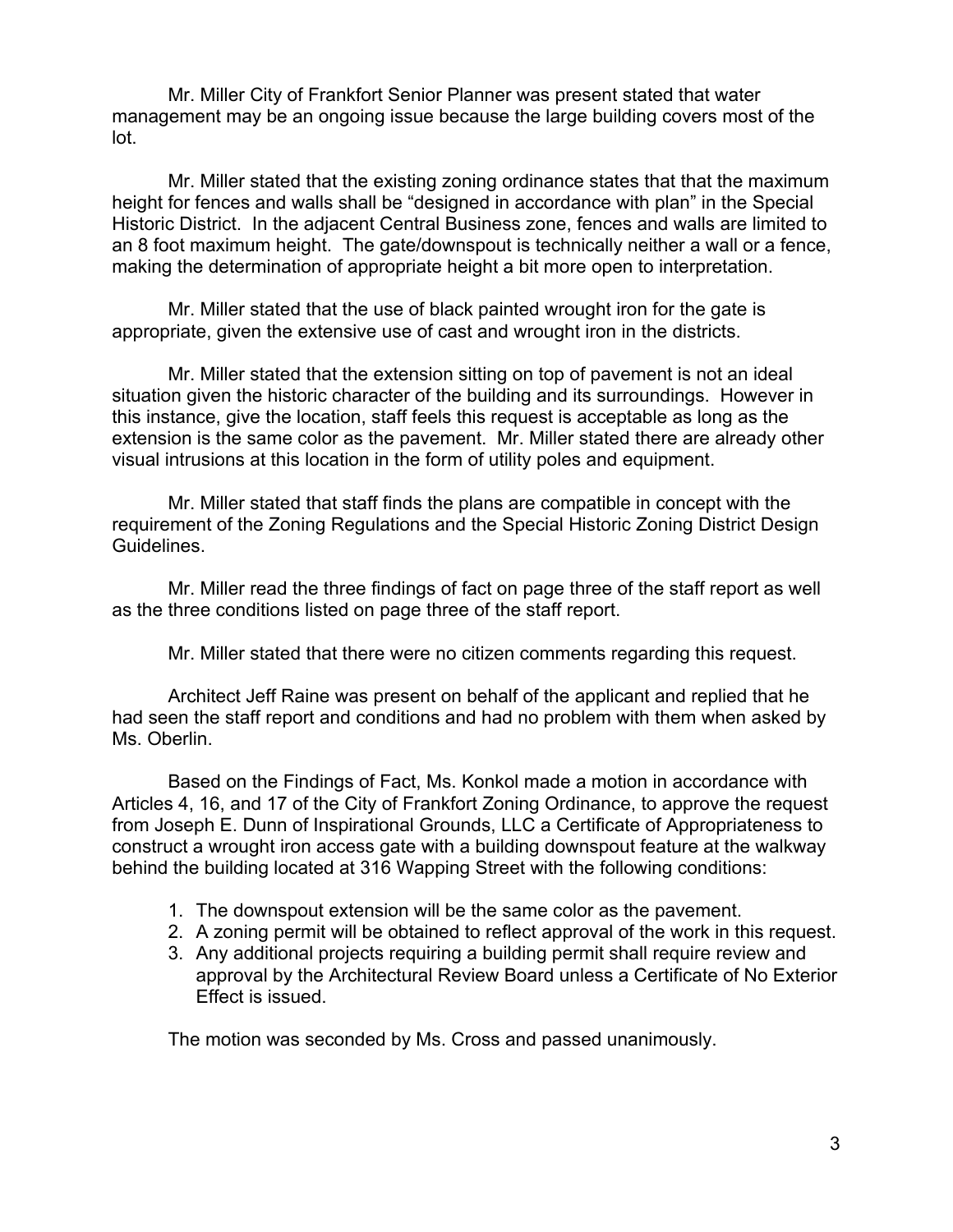Mr. Miller City of Frankfort Senior Planner was present stated that water management may be an ongoing issue because the large building covers most of the lot.

Mr. Miller stated that the existing zoning ordinance states that that the maximum height for fences and walls shall be "designed in accordance with plan" in the Special Historic District. In the adjacent Central Business zone, fences and walls are limited to an 8 foot maximum height. The gate/downspout is technically neither a wall or a fence, making the determination of appropriate height a bit more open to interpretation.

Mr. Miller stated that the use of black painted wrought iron for the gate is appropriate, given the extensive use of cast and wrought iron in the districts.

Mr. Miller stated that the extension sitting on top of pavement is not an ideal situation given the historic character of the building and its surroundings. However in this instance, give the location, staff feels this request is acceptable as long as the extension is the same color as the pavement. Mr. Miller stated there are already other visual intrusions at this location in the form of utility poles and equipment.

Mr. Miller stated that staff finds the plans are compatible in concept with the requirement of the Zoning Regulations and the Special Historic Zoning District Design Guidelines.

Mr. Miller read the three findings of fact on page three of the staff report as well as the three conditions listed on page three of the staff report.

Mr. Miller stated that there were no citizen comments regarding this request.

Architect Jeff Raine was present on behalf of the applicant and replied that he had seen the staff report and conditions and had no problem with them when asked by Ms. Oberlin.

Based on the Findings of Fact, Ms. Konkol made a motion in accordance with Articles 4, 16, and 17 of the City of Frankfort Zoning Ordinance, to approve the request from Joseph E. Dunn of Inspirational Grounds, LLC a Certificate of Appropriateness to construct a wrought iron access gate with a building downspout feature at the walkway behind the building located at 316 Wapping Street with the following conditions:

1. The downspout extension will be the same color as the pavement.
2. A zoning permit will be obtained to reflect approval of the work in this request.
3. Any additional projects requiring a building permit shall require review and approval by the Architectural Review Board unless a Certificate of No Exterior Effect is issued.

The motion was seconded by Ms. Cross and passed unanimously.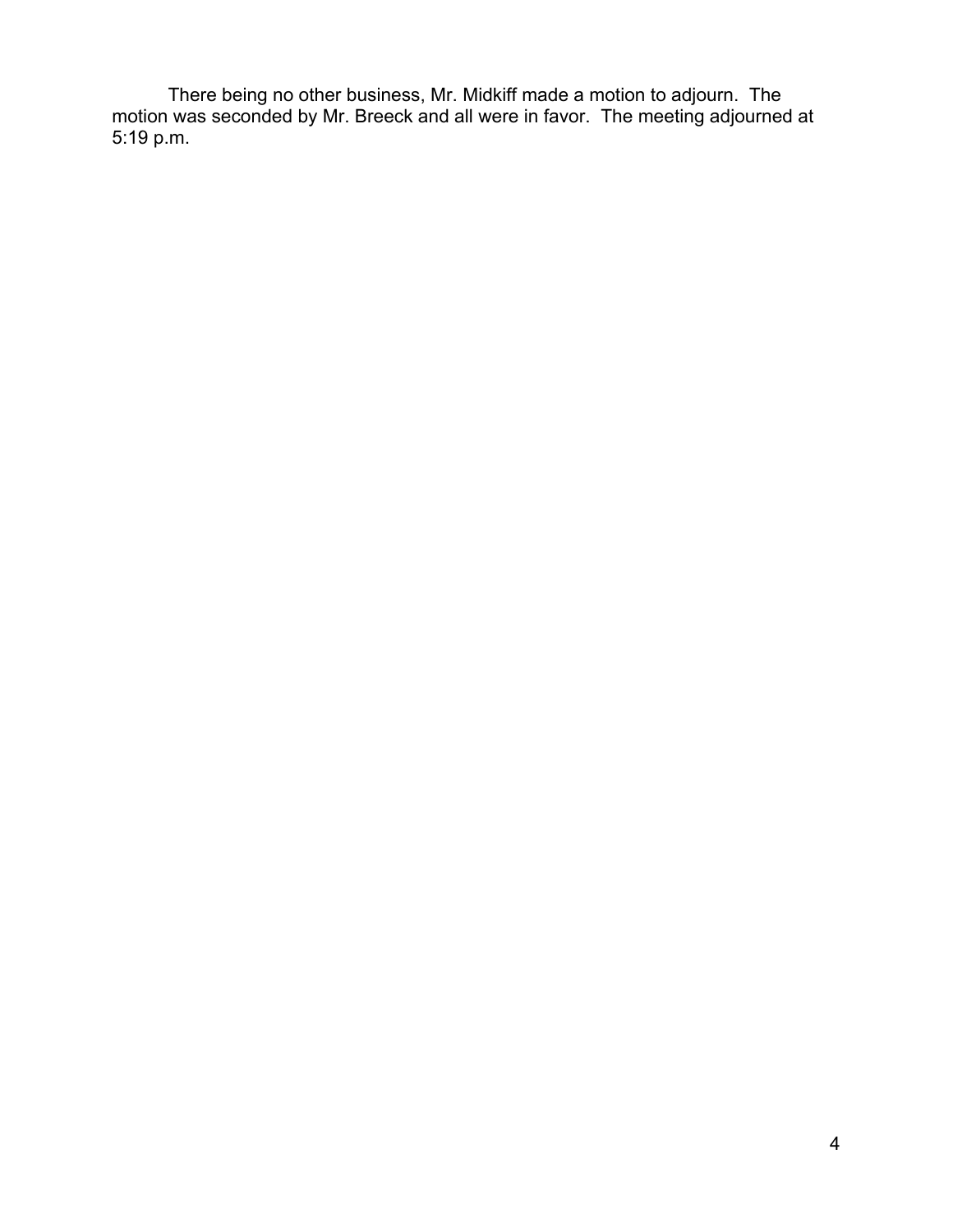There being no other business, Mr. Midkiff made a motion to adjourn. The motion was seconded by Mr. Breeck and all were in favor. The meeting adjourned at 5:19 p.m.